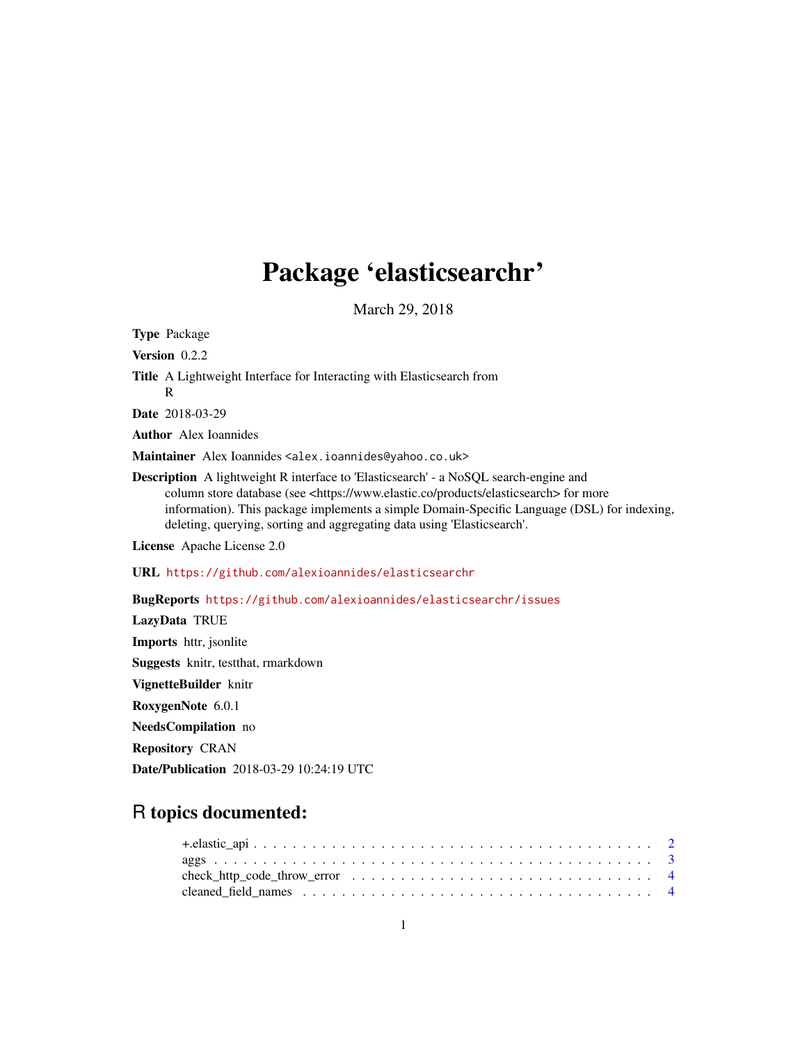# Package 'elasticsearchr'

March 29, 2018

**Type** Package

**Version** 0.2.2

**Title** A Lightweight Interface for Interacting with Elasticsearch from R

**Date** 2018-03-29

**Author** Alex Ioannides

**Maintainer** Alex Ioannides <alex.ioannides@yahoo.co.uk>

**Description** A lightweight R interface to 'Elasticsearch' - a NoSQL search-engine and column store database (see <https://www.elastic.co/products/elasticsearch> for more information). This package implements a simple Domain-Specific Language (DSL) for indexing, deleting, querying, sorting and aggregating data using 'Elasticsearch'.

**License** Apache License 2.0

**URL** https://github.com/alexioannides/elasticsearchr

**BugReports** https://github.com/alexioannides/elasticsearchr/issues

**LazyData** TRUE

**Imports** httr, jsonlite

**Suggests** knitr, testthat, rmarkdown

**VignetteBuilder** knitr

**RoxygenNote** 6.0.1

**NeedsCompilation** no

**Repository** CRAN

**Date/Publication** 2018-03-29 10:24:19 UTC

## R topics documented:

- +.elastic_api . . . 2
- aggs . . . 3
- check_http_code_throw_error . . . 4
- cleaned_field_names . . . 4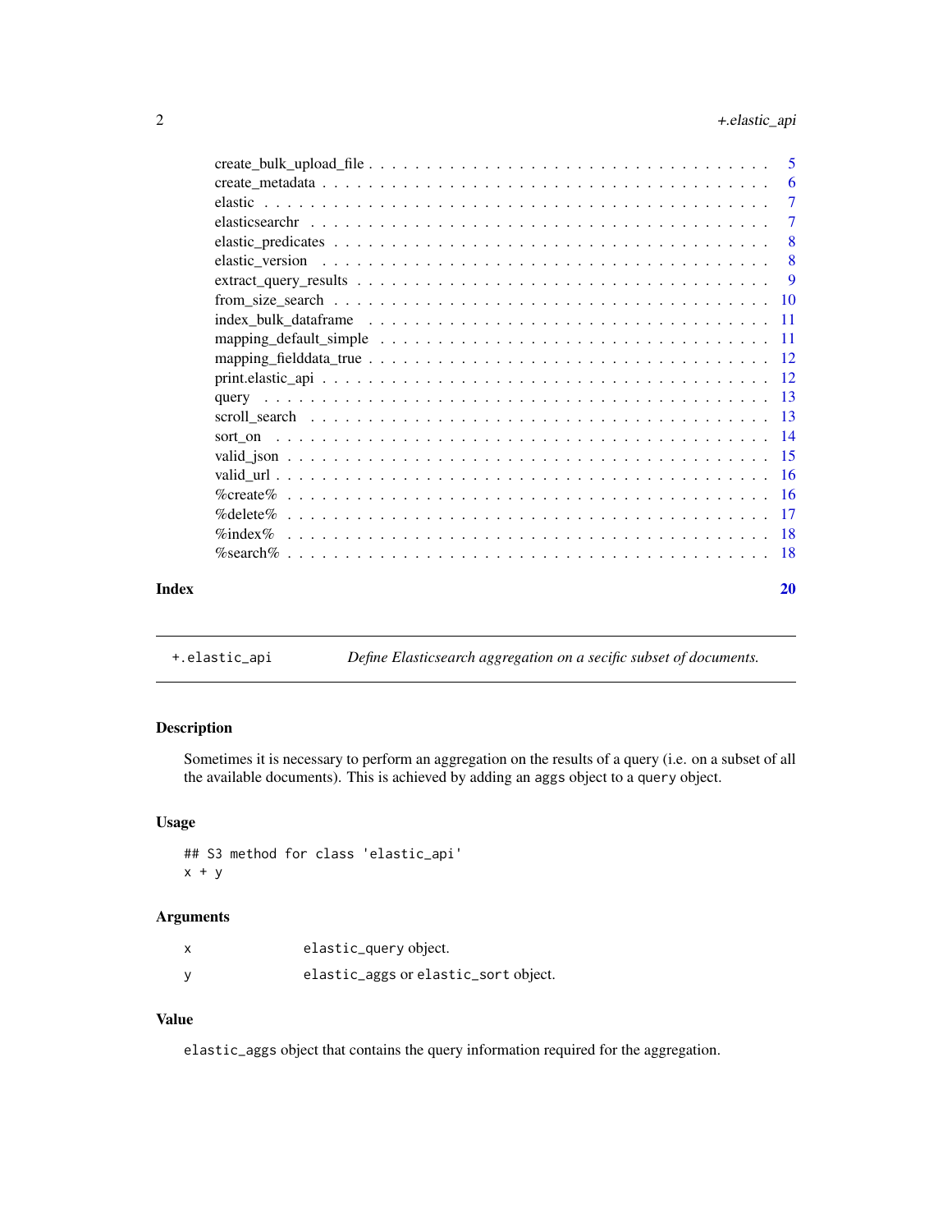create_bulk_upload_file . . . . . 5
create_metadata . . . . . 6
elastic . . . . . 7
elasticsearchr . . . . . 7
elastic_predicates . . . . . 8
elastic_version . . . . . 8
extract_query_results . . . . . 9
from_size_search . . . . . 10
index_bulk_dataframe . . . . . 11
mapping_default_simple . . . . . 11
mapping_fielddata_true . . . . . 12
print.elastic_api . . . . . 12
query . . . . . 13
scroll_search . . . . . 13
sort_on . . . . . 14
valid_json . . . . . 15
valid_url . . . . . 16
%create% . . . . . 16
%delete% . . . . . 17
%index% . . . . . 18
%search% . . . . . 18

**Index** **20**

---

`+.elastic_api` *Define Elasticsearch aggregation on a secific subset of documents.*

---

### Description

Sometimes it is necessary to perform an aggregation on the results of a query (i.e. on a subset of all the available documents). This is achieved by adding an `aggs` object to a `query` object.

### Usage

```
## S3 method for class 'elastic_api'
x + y
```

### Arguments

| | |
|---|---|
| x | `elastic_query` object. |
| y | `elastic_aggs` or `elastic_sort` object. |

### Value

`elastic_aggs` object that contains the query information required for the aggregation.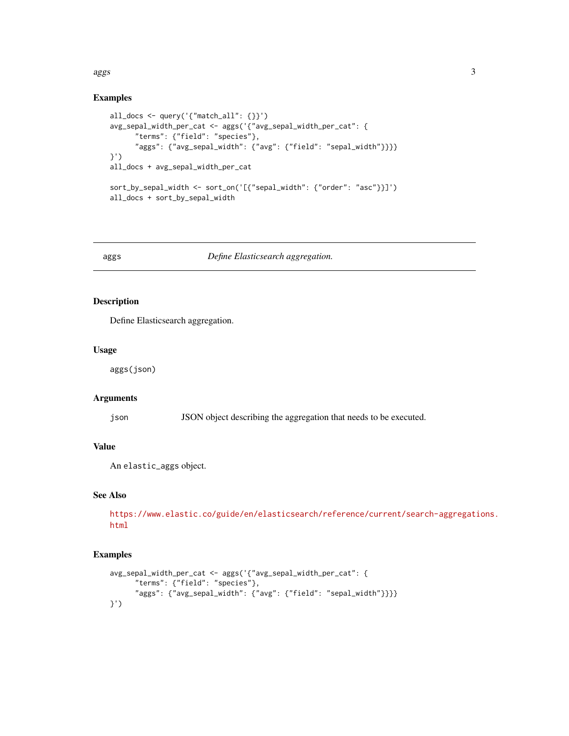### Examples

```
all_docs <- query('{"match_all": {}}')
avg_sepal_width_per_cat <- aggs('{"avg_sepal_width_per_cat": {
      "terms": {"field": "species"},
      "aggs": {"avg_sepal_width": {"avg": {"field": "sepal_width"}}}}
}')
all_docs + avg_sepal_width_per_cat

sort_by_sepal_width <- sort_on('[{"sepal_width": {"order": "asc"}}]')
all_docs + sort_by_sepal_width
```

---

## aggs — *Define Elasticsearch aggregation.*

### Description

Define Elasticsearch aggregation.

### Usage

```
aggs(json)
```

### Arguments

| | |
|---|---|
| `json` | JSON object describing the aggregation that needs to be executed. |

### Value

An `elastic_aggs` object.

### See Also

https://www.elastic.co/guide/en/elasticsearch/reference/current/search-aggregations.html

### Examples

```
avg_sepal_width_per_cat <- aggs('{"avg_sepal_width_per_cat": {
      "terms": {"field": "species"},
      "aggs": {"avg_sepal_width": {"avg": {"field": "sepal_width"}}}}
}')
```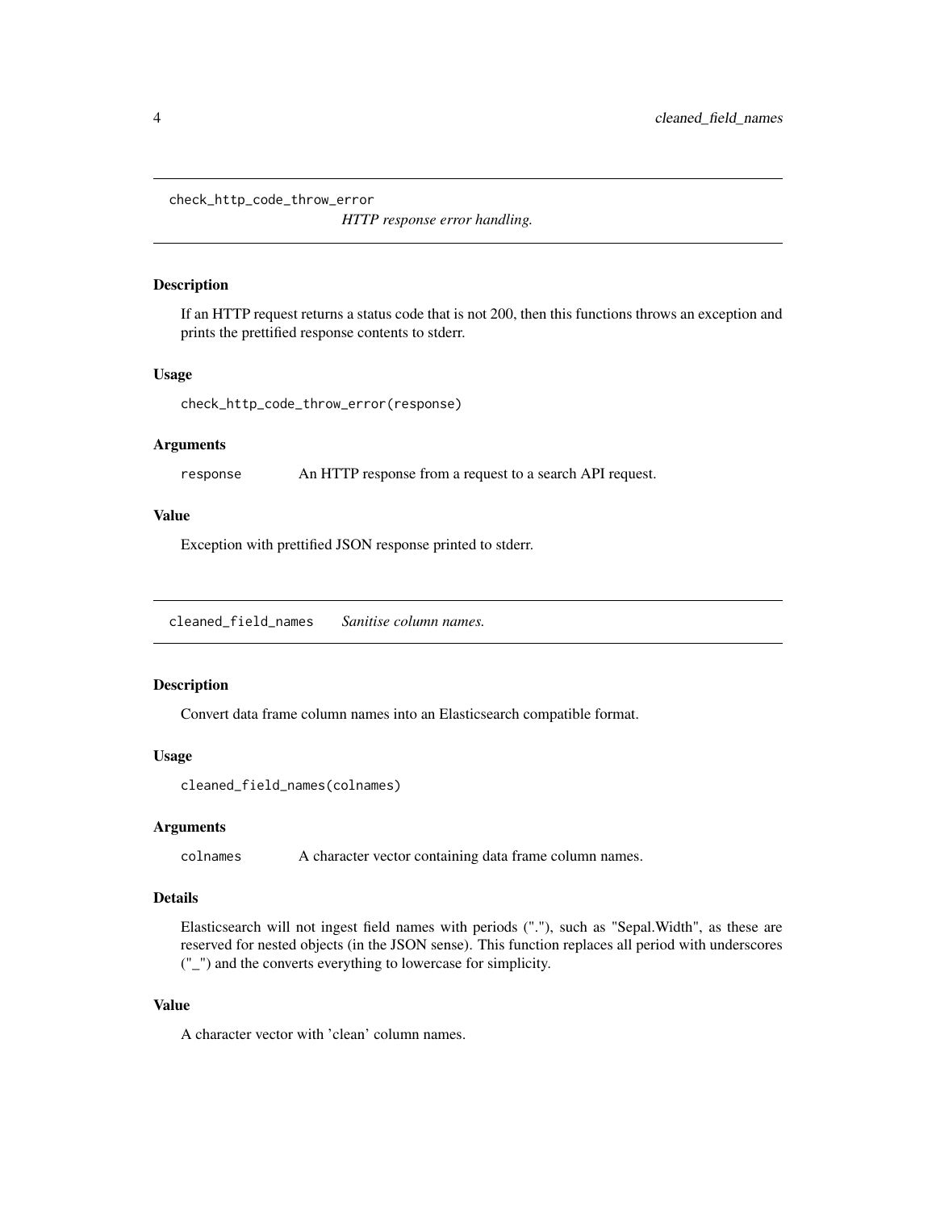## check_http_code_throw_error

*HTTP response error handling.*

### Description

If an HTTP request returns a status code that is not 200, then this functions throws an exception and prints the prettified response contents to stderr.

### Usage

```
check_http_code_throw_error(response)
```

### Arguments

| | |
|---|---|
| `response` | An HTTP response from a request to a search API request. |

### Value

Exception with prettified JSON response printed to stderr.

## cleaned_field_names

*Sanitise column names.*

### Description

Convert data frame column names into an Elasticsearch compatible format.

### Usage

```
cleaned_field_names(colnames)
```

### Arguments

| | |
|---|---|
| `colnames` | A character vector containing data frame column names. |

### Details

Elasticsearch will not ingest field names with periods ("."), such as "Sepal.Width", as these are reserved for nested objects (in the JSON sense). This function replaces all period with underscores ("_") and the converts everything to lowercase for simplicity.

### Value

A character vector with 'clean' column names.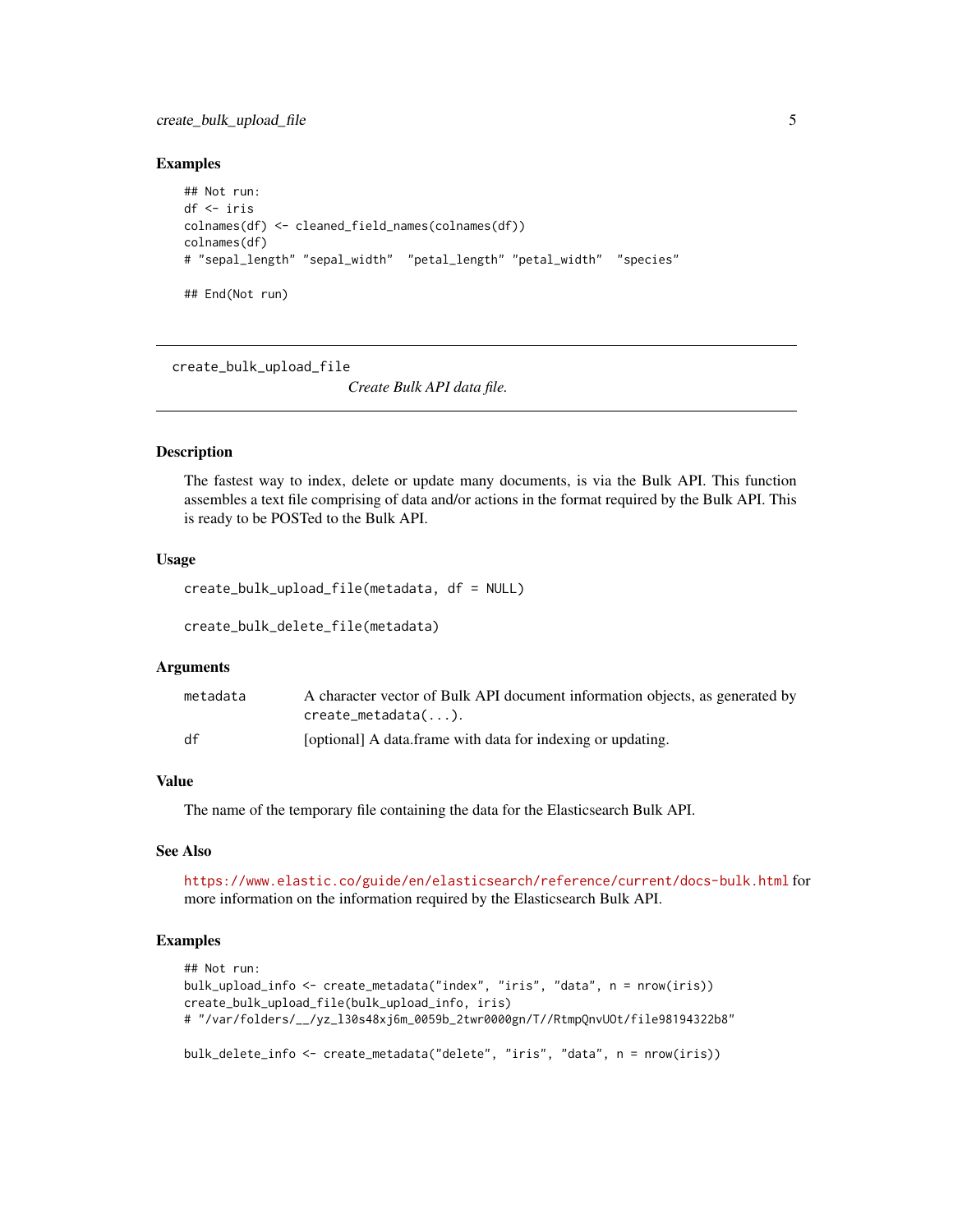### Examples

```
## Not run:
df <- iris
colnames(df) <- cleaned_field_names(colnames(df))
colnames(df)
# "sepal_length" "sepal_width"  "petal_length" "petal_width"  "species"

## End(Not run)
```

---

## create_bulk_upload_file

*Create Bulk API data file.*

---

### Description

The fastest way to index, delete or update many documents, is via the Bulk API. This function assembles a text file comprising of data and/or actions in the format required by the Bulk API. This is ready to be POSTed to the Bulk API.

### Usage

```
create_bulk_upload_file(metadata, df = NULL)

create_bulk_delete_file(metadata)
```

### Arguments

| | |
|---|---|
| `metadata` | A character vector of Bulk API document information objects, as generated by `create_metadata(...)`. |
| `df` | [optional] A data.frame with data for indexing or updating. |

### Value

The name of the temporary file containing the data for the Elasticsearch Bulk API.

### See Also

https://www.elastic.co/guide/en/elasticsearch/reference/current/docs-bulk.html for more information on the information required by the Elasticsearch Bulk API.

### Examples

```
## Not run:
bulk_upload_info <- create_metadata("index", "iris", "data", n = nrow(iris))
create_bulk_upload_file(bulk_upload_info, iris)
# "/var/folders/__/yz_l30s48xj6m_0059b_2twr0000gn/T//RtmpQnvUOt/file98194322b8"

bulk_delete_info <- create_metadata("delete", "iris", "data", n = nrow(iris))
```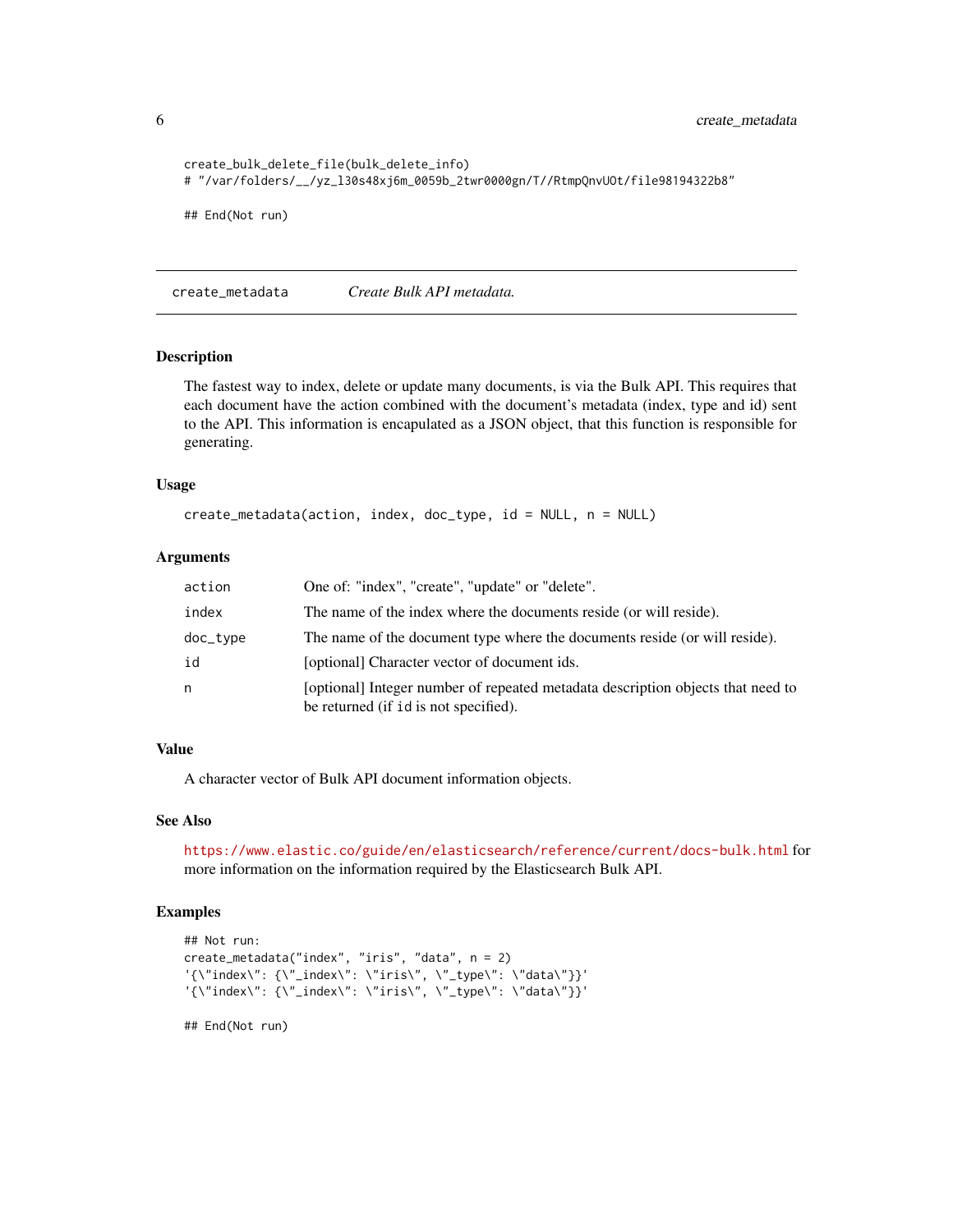```
create_bulk_delete_file(bulk_delete_info)
# "/var/folders/__/yz_l30s48xj6m_0059b_2twr0000gn/T//RtmpQnvUOt/file98194322b8"

## End(Not run)
```

---

## create_metadata — *Create Bulk API metadata.*

### Description

The fastest way to index, delete or update many documents, is via the Bulk API. This requires that each document have the action combined with the document's metadata (index, type and id) sent to the API. This information is encapulated as a JSON object, that this function is responsible for generating.

### Usage

```
create_metadata(action, index, doc_type, id = NULL, n = NULL)
```

### Arguments

| | |
|---|---|
| action | One of: "index", "create", "update" or "delete". |
| index | The name of the index where the documents reside (or will reside). |
| doc_type | The name of the document type where the documents reside (or will reside). |
| id | [optional] Character vector of document ids. |
| n | [optional] Integer number of repeated metadata description objects that need to be returned (if id is not specified). |

### Value

A character vector of Bulk API document information objects.

### See Also

https://www.elastic.co/guide/en/elasticsearch/reference/current/docs-bulk.html for more information on the information required by the Elasticsearch Bulk API.

### Examples

```
## Not run:
create_metadata("index", "iris", "data", n = 2)
'{\"index\": {\"_index\": \"iris\", \"_type\": \"data\"}}'
'{\"index\": {\"_index\": \"iris\", \"_type\": \"data\"}}'

## End(Not run)
```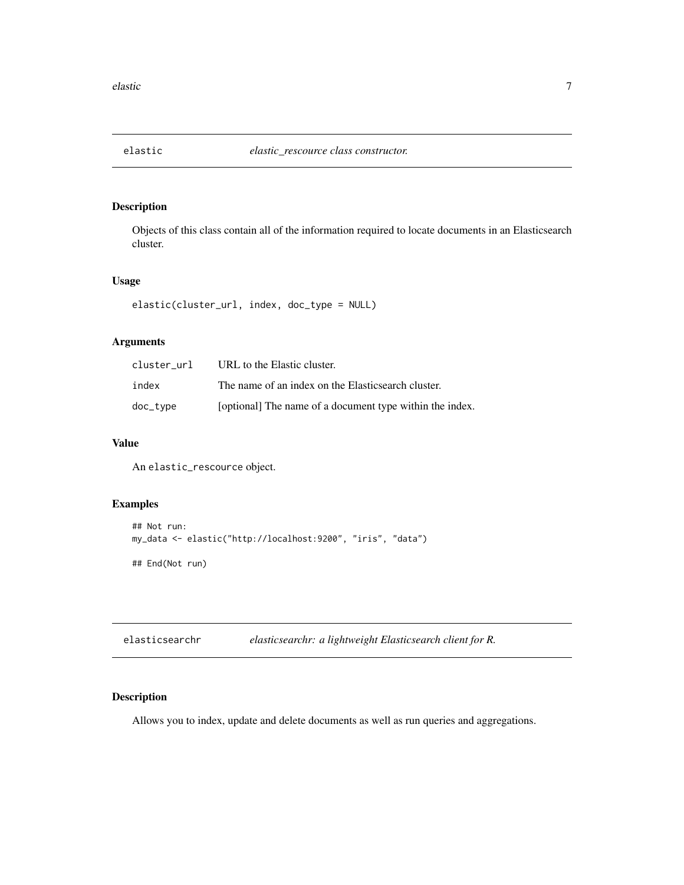## elastic — *elastic_rescource class constructor.*

### Description

Objects of this class contain all of the information required to locate documents in an Elasticsearch cluster.

### Usage

```
elastic(cluster_url, index, doc_type = NULL)
```

### Arguments

| | |
|---|---|
| cluster_url | URL to the Elastic cluster. |
| index | The name of an index on the Elasticsearch cluster. |
| doc_type | [optional] The name of a document type within the index. |

### Value

An `elastic_rescource` object.

### Examples

```
## Not run:
my_data <- elastic("http://localhost:9200", "iris", "data")

## End(Not run)
```

## elasticsearchr — *elasticsearchr: a lightweight Elasticsearch client for R.*

### Description

Allows you to index, update and delete documents as well as run queries and aggregations.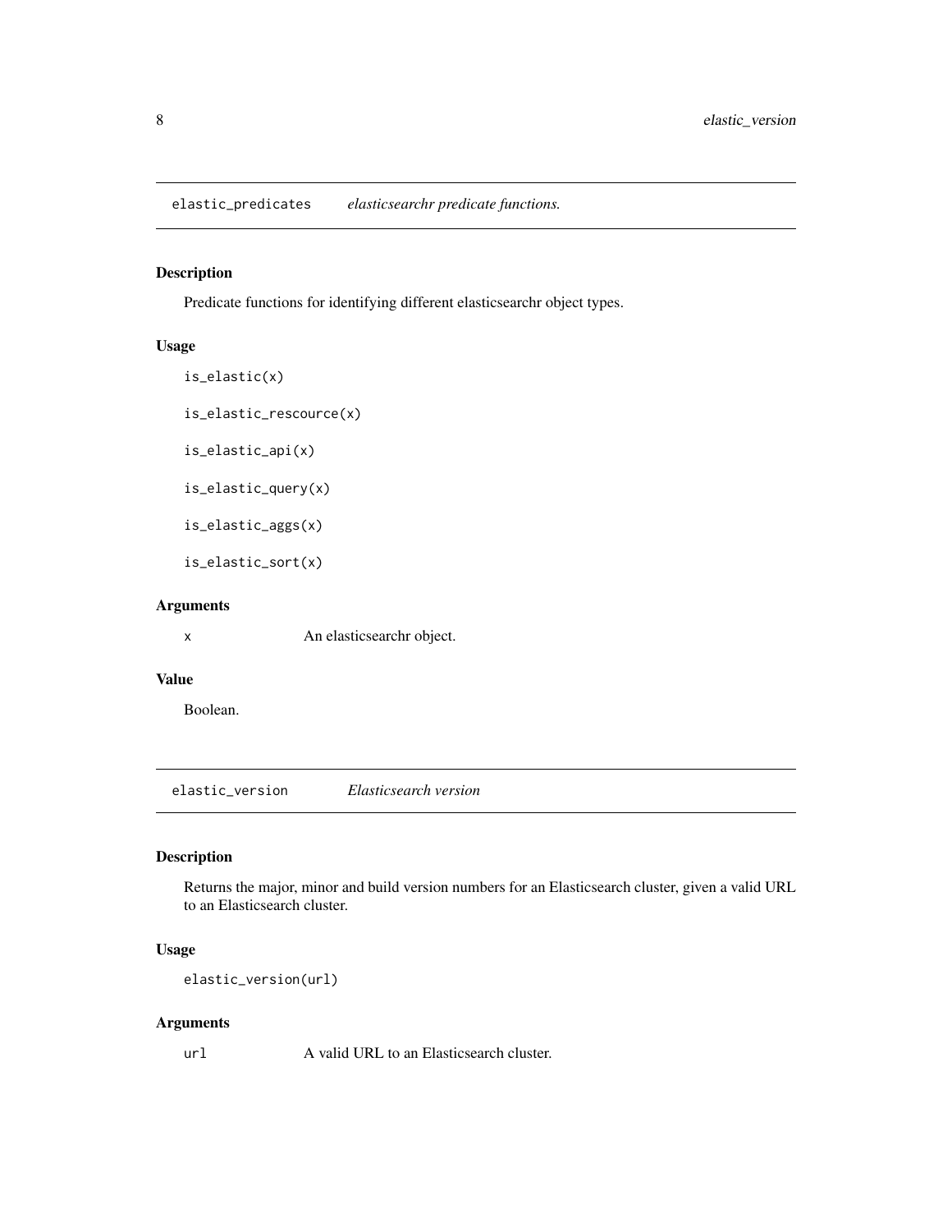## elastic_predicates *elasticsearchr predicate functions.*

### Description

Predicate functions for identifying different elasticsearchr object types.

### Usage

```
is_elastic(x)

is_elastic_rescource(x)

is_elastic_api(x)

is_elastic_query(x)

is_elastic_aggs(x)

is_elastic_sort(x)
```

### Arguments

| | |
|---|---|
| x | An elasticsearchr object. |

### Value

Boolean.

## elastic_version *Elasticsearch version*

### Description

Returns the major, minor and build version numbers for an Elasticsearch cluster, given a valid URL to an Elasticsearch cluster.

### Usage

```
elastic_version(url)
```

### Arguments

| | |
|---|---|
| url | A valid URL to an Elasticsearch cluster. |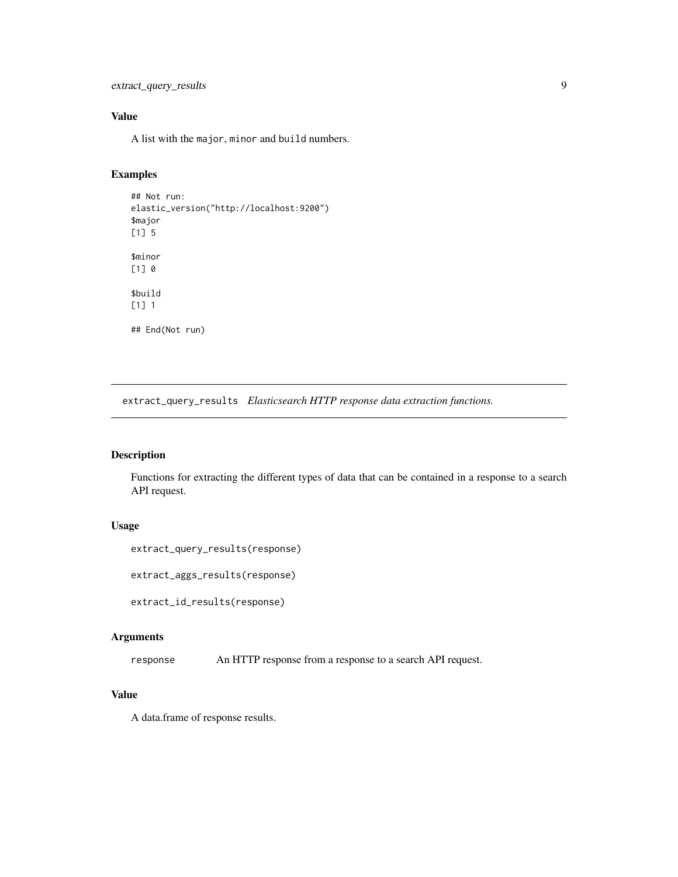### Value

A list with the `major`, `minor` and `build` numbers.

### Examples

```
## Not run:
elastic_version("http://localhost:9200")
$major
[1] 5

$minor
[1] 0

$build
[1] 1

## End(Not run)
```

---

## extract_query_results *Elasticsearch HTTP response data extraction functions.*

---

### Description

Functions for extracting the different types of data that can be contained in a response to a search API request.

### Usage

```
extract_query_results(response)

extract_aggs_results(response)

extract_id_results(response)
```

### Arguments

| | |
|---|---|
| `response` | An HTTP response from a response to a search API request. |

### Value

A data.frame of response results.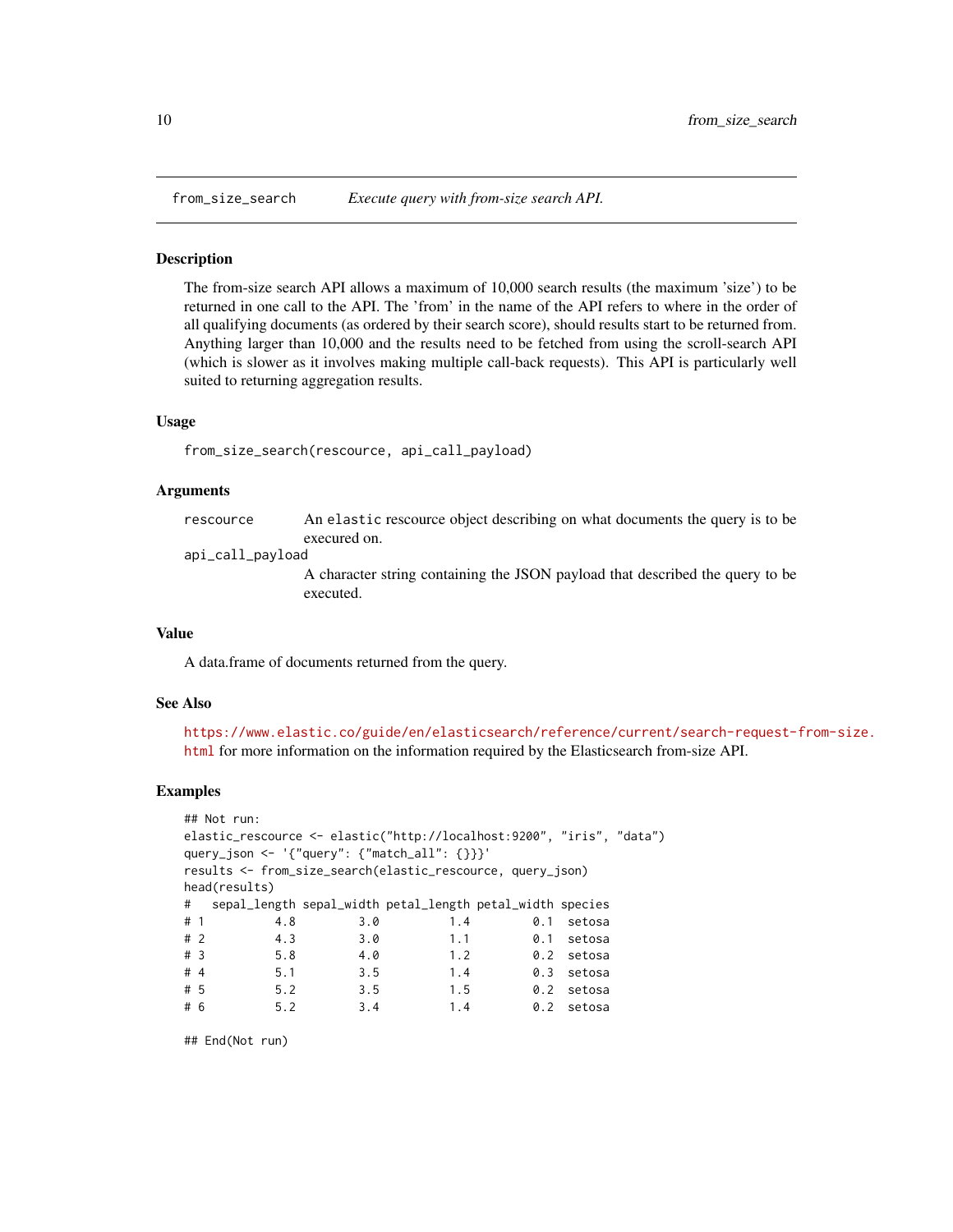## from_size_search — *Execute query with from-size search API.*

### Description

The from-size search API allows a maximum of 10,000 search results (the maximum 'size') to be returned in one call to the API. The 'from' in the name of the API refers to where in the order of all qualifying documents (as ordered by their search score), should results start to be returned from. Anything larger than 10,000 and the results need to be fetched from using the scroll-search API (which is slower as it involves making multiple call-back requests). This API is particularly well suited to returning aggregation results.

### Usage

```
from_size_search(rescource, api_call_payload)
```

### Arguments

| | |
|---|---|
| `rescource` | An `elastic` rescource object describing on what documents the query is to be execured on. |
| `api_call_payload` | A character string containing the JSON payload that described the query to be executed. |

### Value

A data.frame of documents returned from the query.

### See Also

https://www.elastic.co/guide/en/elasticsearch/reference/current/search-request-from-size.html for more information on the information required by the Elasticsearch from-size API.

### Examples

```
## Not run:
elastic_rescource <- elastic("http://localhost:9200", "iris", "data")
query_json <- '{"query": {"match_all": {}}}'
results <- from_size_search(elastic_rescource, query_json)
head(results)
#   sepal_length sepal_width petal_length petal_width species
# 1          4.8         3.0          1.4         0.1  setosa
# 2          4.3         3.0          1.1         0.1  setosa
# 3          5.8         4.0          1.2         0.2  setosa
# 4          5.1         3.5          1.4         0.3  setosa
# 5          5.2         3.5          1.5         0.2  setosa
# 6          5.2         3.4          1.4         0.2  setosa

## End(Not run)
```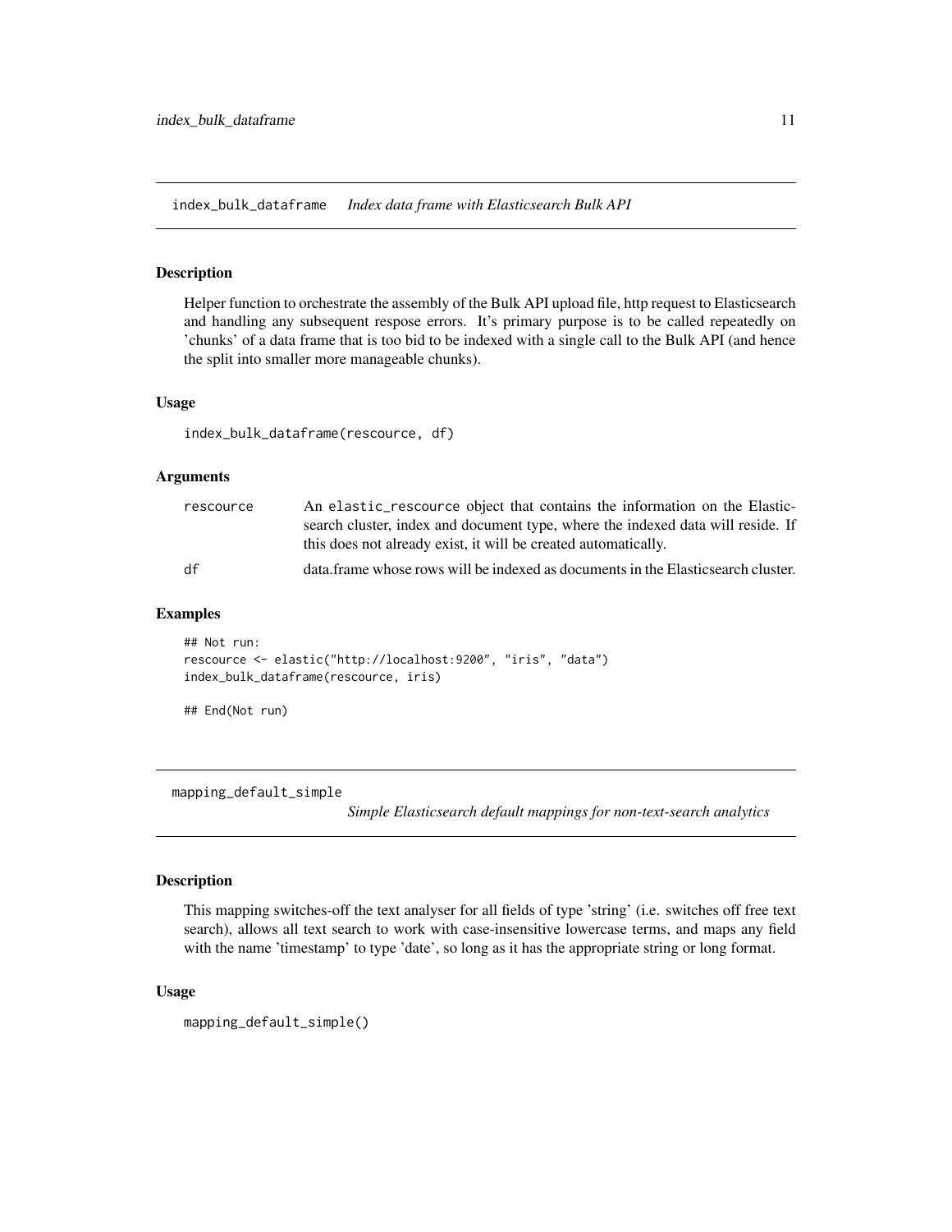## index_bulk_dataframe *Index data frame with Elasticsearch Bulk API*

### Description

Helper function to orchestrate the assembly of the Bulk API upload file, http request to Elasticsearch and handling any subsequent respose errors. It's primary purpose is to be called repeatedly on 'chunks' of a data frame that is too bid to be indexed with a single call to the Bulk API (and hence the split into smaller more manageable chunks).

### Usage

```
index_bulk_dataframe(rescource, df)
```

### Arguments

| | |
|---|---|
| rescource | An `elastic_rescource` object that contains the information on the Elasticsearch cluster, index and document type, where the indexed data will reside. If this does not already exist, it will be created automatically. |
| df | data.frame whose rows will be indexed as documents in the Elasticsearch cluster. |

### Examples

```
## Not run:
rescource <- elastic("http://localhost:9200", "iris", "data")
index_bulk_dataframe(rescource, iris)

## End(Not run)
```

## mapping_default_simple *Simple Elasticsearch default mappings for non-text-search analytics*

### Description

This mapping switches-off the text analyser for all fields of type 'string' (i.e. switches off free text search), allows all text search to work with case-insensitive lowercase terms, and maps any field with the name 'timestamp' to type 'date', so long as it has the appropriate string or long format.

### Usage

```
mapping_default_simple()
```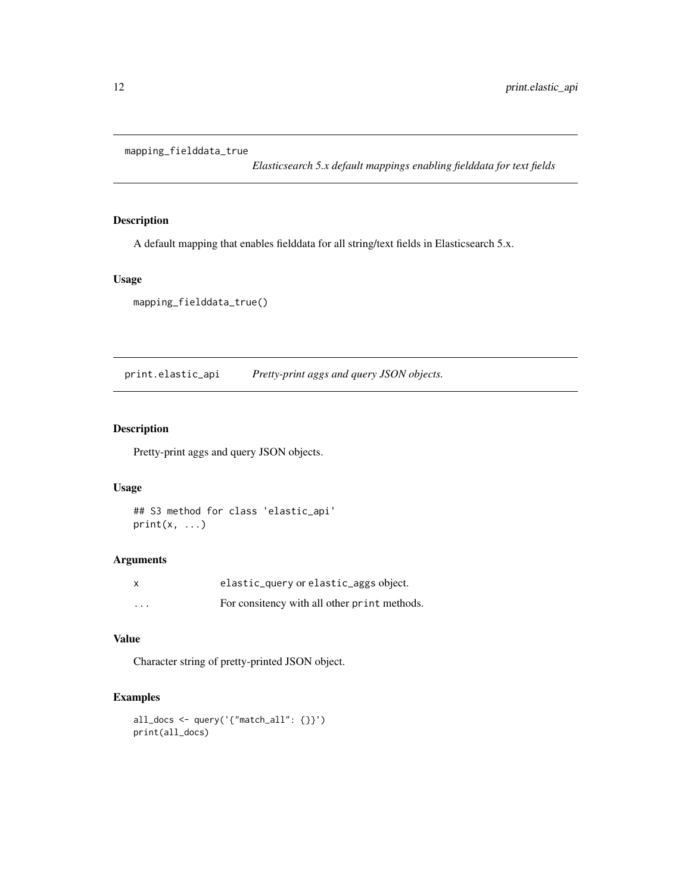## mapping_fielddata_true

*Elasticsearch 5.x default mappings enabling fielddata for text fields*

### Description

A default mapping that enables fielddata for all string/text fields in Elasticsearch 5.x.

### Usage

```
mapping_fielddata_true()
```

## print.elastic_api

*Pretty-print aggs and query JSON objects.*

### Description

Pretty-print aggs and query JSON objects.

### Usage

```
## S3 method for class 'elastic_api'
print(x, ...)
```

### Arguments

| | |
|---|---|
| `x` | `elastic_query` or `elastic_aggs` object. |
| `...` | For consitency with all other `print` methods. |

### Value

Character string of pretty-printed JSON object.

### Examples

```
all_docs <- query('{"match_all": {}}')
print(all_docs)
```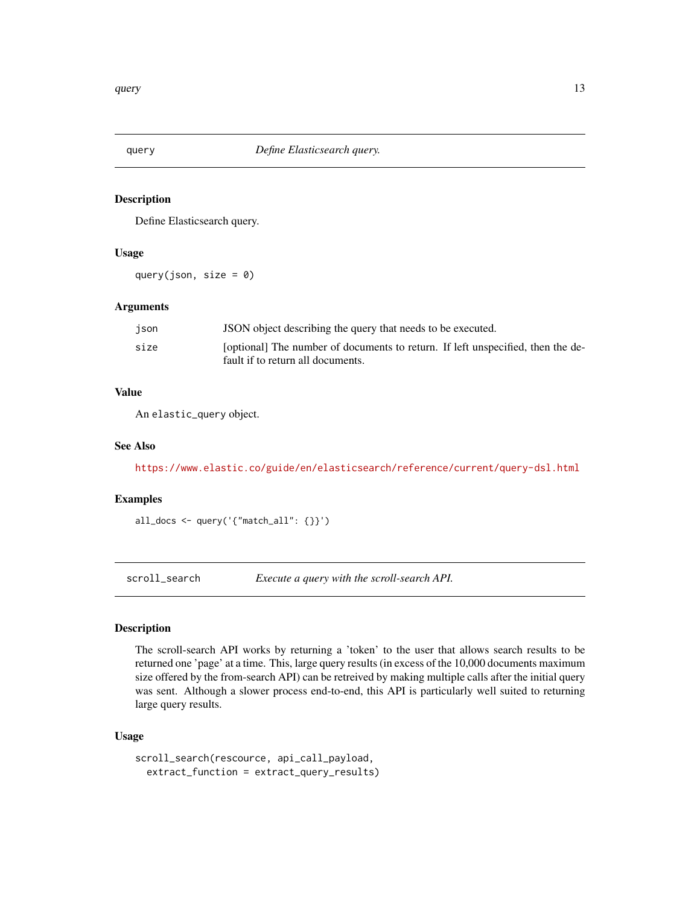## query — *Define Elasticsearch query.*

### Description

Define Elasticsearch query.

### Usage

```
query(json, size = 0)
```

### Arguments

| | |
|---|---|
| json | JSON object describing the query that needs to be executed. |
| size | [optional] The number of documents to return. If left unspecified, then the default if to return all documents. |

### Value

An `elastic_query` object.

### See Also

https://www.elastic.co/guide/en/elasticsearch/reference/current/query-dsl.html

### Examples

```
all_docs <- query('{"match_all": {}}')
```

## scroll_search — *Execute a query with the scroll-search API.*

### Description

The scroll-search API works by returning a 'token' to the user that allows search results to be returned one 'page' at a time. This, large query results (in excess of the 10,000 documents maximum size offered by the from-search API) can be retreived by making multiple calls after the initial query was sent. Although a slower process end-to-end, this API is particularly well suited to returning large query results.

### Usage

```
scroll_search(rescource, api_call_payload,
  extract_function = extract_query_results)
```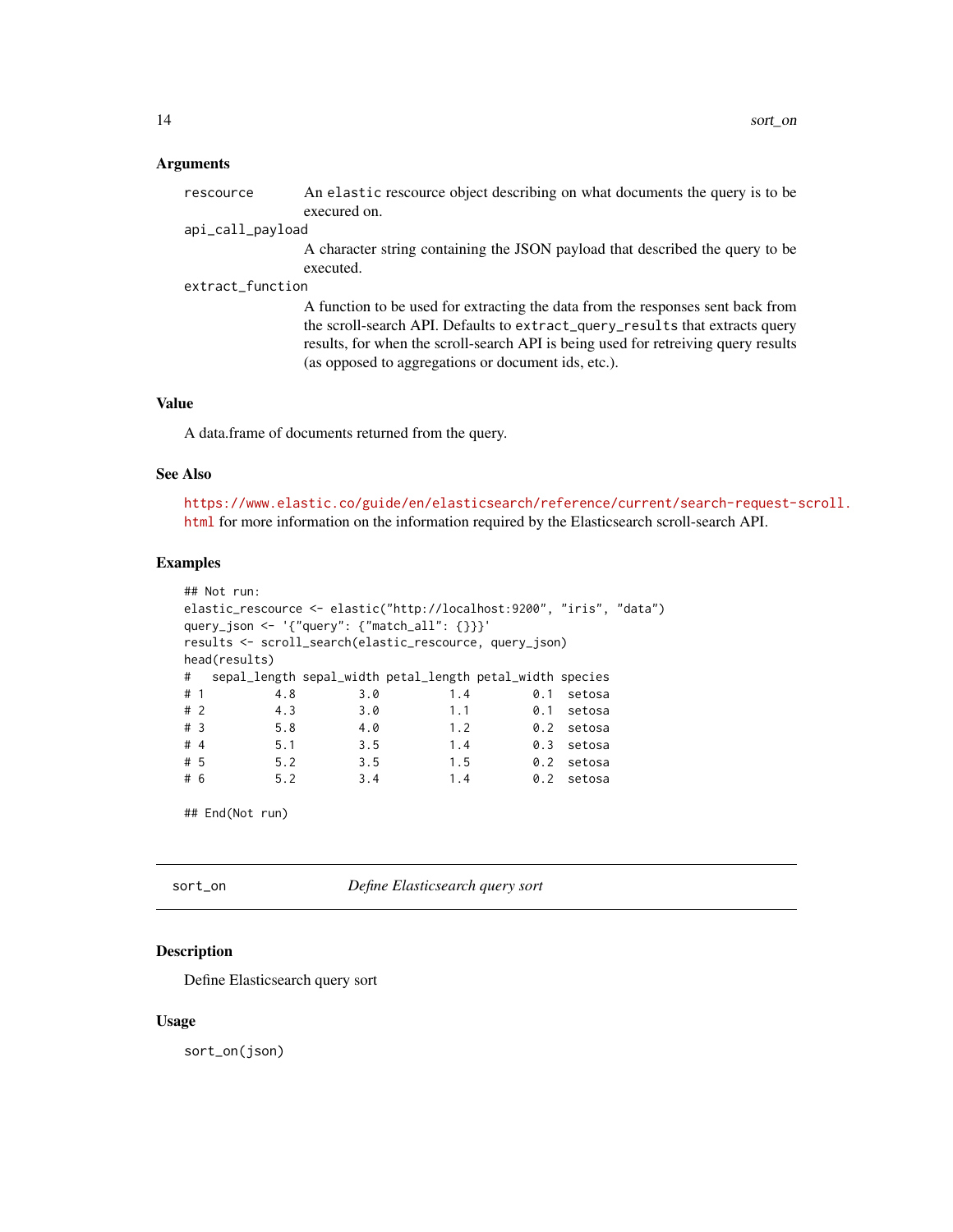### Arguments

rescource
: An `elastic` rescource object describing on what documents the query is to be execured on.

api_call_payload
: A character string containing the JSON payload that described the query to be executed.

extract_function
: A function to be used for extracting the data from the responses sent back from the scroll-search API. Defaults to `extract_query_results` that extracts query results, for when the scroll-search API is being used for retreiving query results (as opposed to aggregations or document ids, etc.).

### Value

A data.frame of documents returned from the query.

### See Also

https://www.elastic.co/guide/en/elasticsearch/reference/current/search-request-scroll.html for more information on the information required by the Elasticsearch scroll-search API.

### Examples

```
## Not run:
elastic_rescource <- elastic("http://localhost:9200", "iris", "data")
query_json <- '{"query": {"match_all": {}}}'
results <- scroll_search(elastic_rescource, query_json)
head(results)
#   sepal_length sepal_width petal_length petal_width species
# 1          4.8         3.0          1.4         0.1  setosa
# 2          4.3         3.0          1.1         0.1  setosa
# 3          5.8         4.0          1.2         0.2  setosa
# 4          5.1         3.5          1.4         0.3  setosa
# 5          5.2         3.5          1.5         0.2  setosa
# 6          5.2         3.4          1.4         0.2  setosa

## End(Not run)
```

---

## sort_on — *Define Elasticsearch query sort*

### Description

Define Elasticsearch query sort

### Usage

```
sort_on(json)
```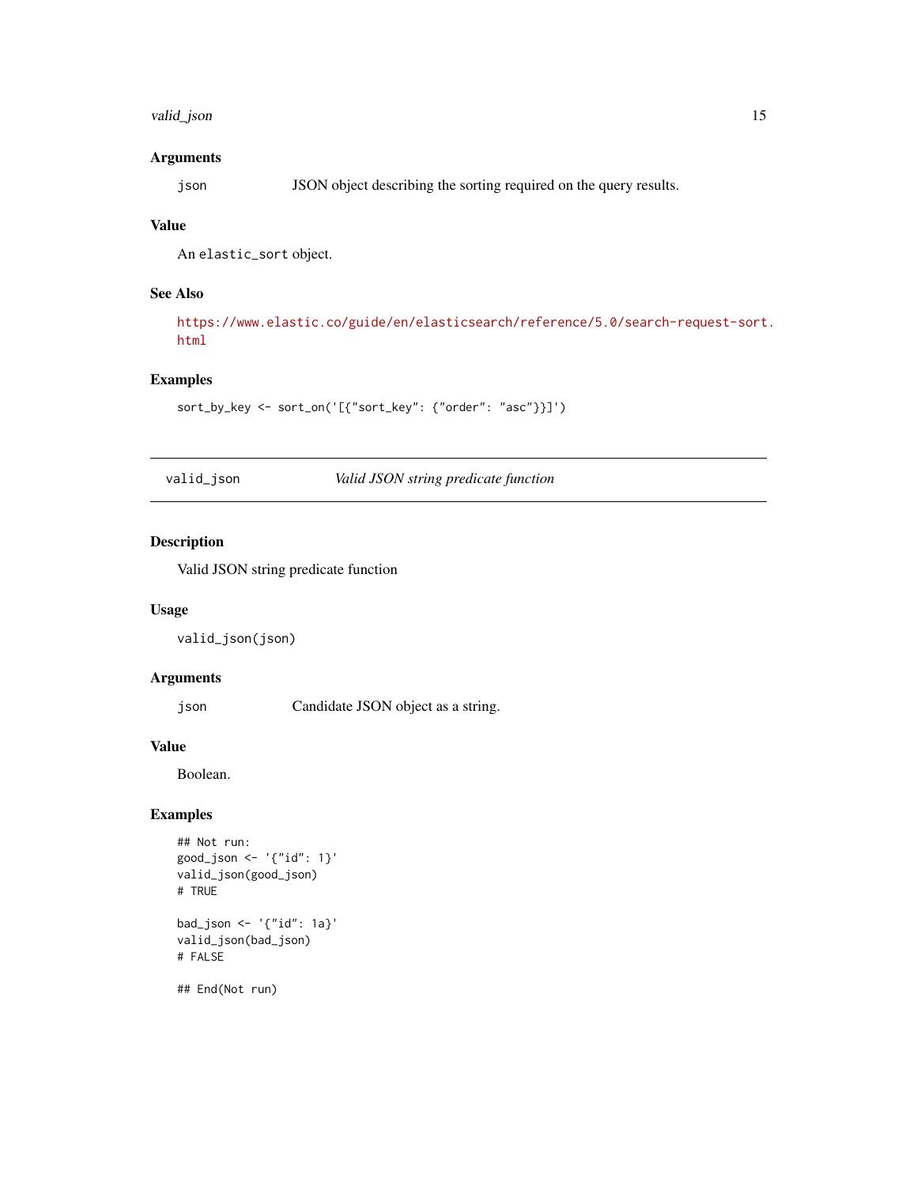### Arguments

json    JSON object describing the sorting required on the query results.

### Value

An `elastic_sort` object.

### See Also

https://www.elastic.co/guide/en/elasticsearch/reference/5.0/search-request-sort.html

### Examples

```
sort_by_key <- sort_on('[{"sort_key": {"order": "asc"}}]')
```

---

## valid_json    *Valid JSON string predicate function*

---

### Description

Valid JSON string predicate function

### Usage

```
valid_json(json)
```

### Arguments

json    Candidate JSON object as a string.

### Value

Boolean.

### Examples

```
## Not run:
good_json <- '{"id": 1}'
valid_json(good_json)
# TRUE

bad_json <- '{"id": 1a}'
valid_json(bad_json)
# FALSE

## End(Not run)
```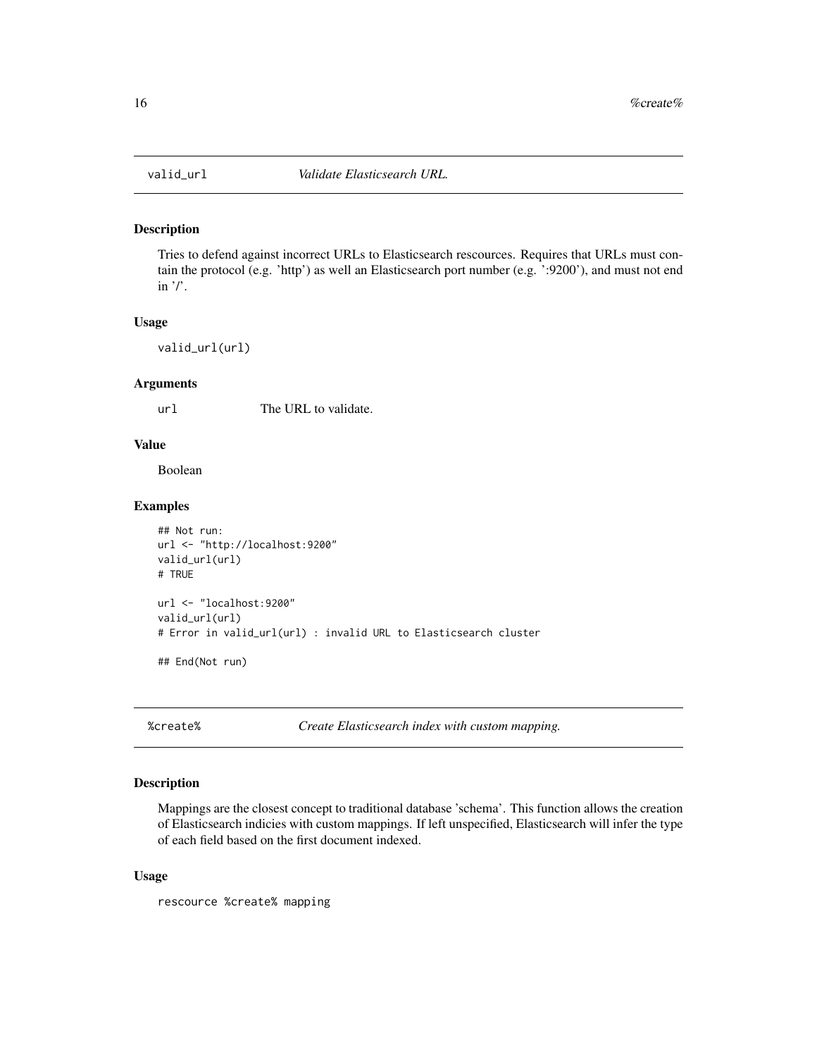## valid_url *Validate Elasticsearch URL.*

### Description

Tries to defend against incorrect URLs to Elasticsearch rescources. Requires that URLs must contain the protocol (e.g. 'http') as well an Elasticsearch port number (e.g. ':9200'), and must not end in '/'.

### Usage

```
valid_url(url)
```

### Arguments

| | |
|---|---|
| url | The URL to validate. |

### Value

Boolean

### Examples

```
## Not run:
url <- "http://localhost:9200"
valid_url(url)
# TRUE

url <- "localhost:9200"
valid_url(url)
# Error in valid_url(url) : invalid URL to Elasticsearch cluster

## End(Not run)
```

## %create% *Create Elasticsearch index with custom mapping.*

### Description

Mappings are the closest concept to traditional database 'schema'. This function allows the creation of Elasticsearch indicies with custom mappings. If left unspecified, Elasticsearch will infer the type of each field based on the first document indexed.

### Usage

```
rescource %create% mapping
```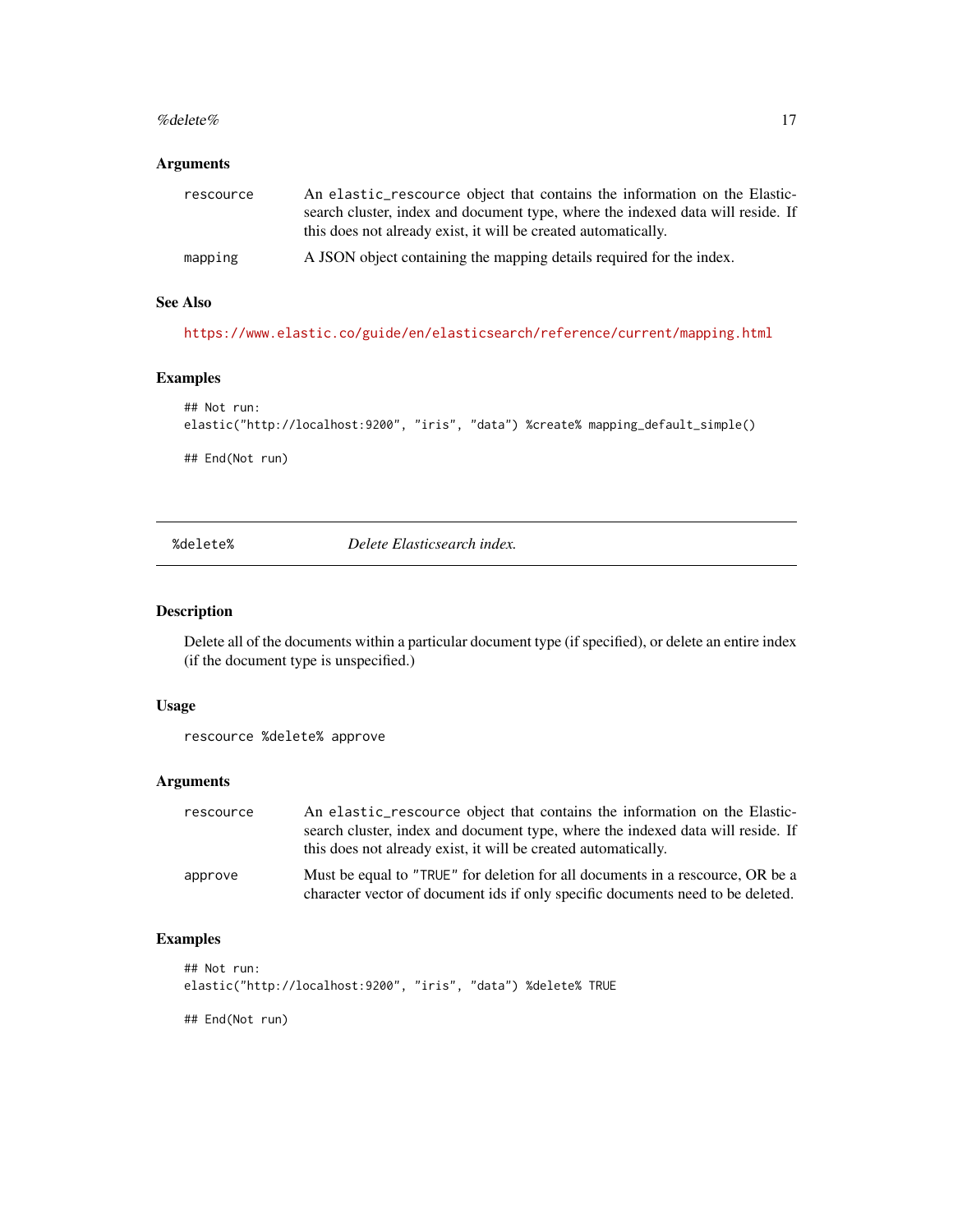### Arguments

rescource — An `elastic_rescource` object that contains the information on the Elasticsearch cluster, index and document type, where the indexed data will reside. If this does not already exist, it will be created automatically.

mapping — A JSON object containing the mapping details required for the index.

### See Also

https://www.elastic.co/guide/en/elasticsearch/reference/current/mapping.html

### Examples

```
## Not run:
elastic("http://localhost:9200", "iris", "data") %create% mapping_default_simple()

## End(Not run)
```

---

## %delete% — *Delete Elasticsearch index.*

---

### Description

Delete all of the documents within a particular document type (if specified), or delete an entire index (if the document type is unspecified.)

### Usage

```
rescource %delete% approve
```

### Arguments

rescource — An `elastic_rescource` object that contains the information on the Elasticsearch cluster, index and document type, where the indexed data will reside. If this does not already exist, it will be created automatically.

approve — Must be equal to `"TRUE"` for deletion for all documents in a rescource, OR be a character vector of document ids if only specific documents need to be deleted.

### Examples

```
## Not run:
elastic("http://localhost:9200", "iris", "data") %delete% TRUE

## End(Not run)
```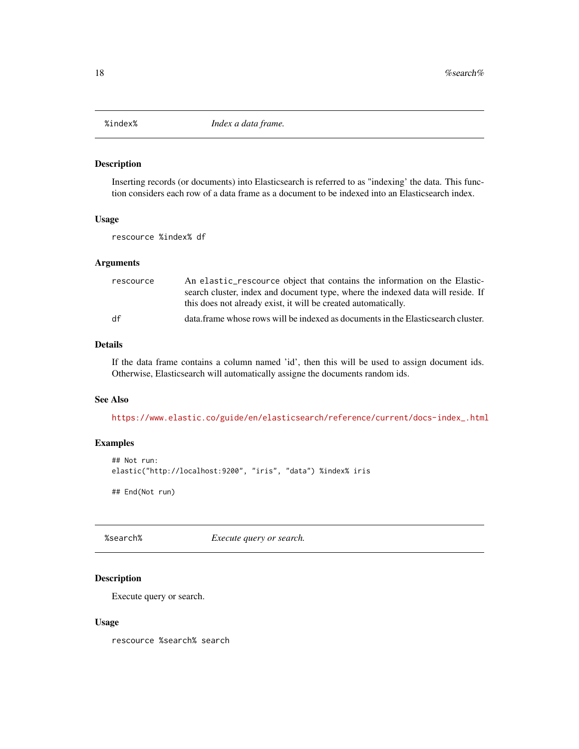## %index% *Index a data frame.*

### Description

Inserting records (or documents) into Elasticsearch is referred to as "indexing' the data. This function considers each row of a data frame as a document to be indexed into an Elasticsearch index.

### Usage

```
rescource %index% df
```

### Arguments

| | |
|---|---|
| rescource | An `elastic_rescource` object that contains the information on the Elasticsearch cluster, index and document type, where the indexed data will reside. If this does not already exist, it will be created automatically. |
| df | data.frame whose rows will be indexed as documents in the Elasticsearch cluster. |

### Details

If the data frame contains a column named 'id', then this will be used to assign document ids. Otherwise, Elasticsearch will automatically assigne the documents random ids.

### See Also

https://www.elastic.co/guide/en/elasticsearch/reference/current/docs-index_.html

### Examples

```
## Not run:
elastic("http://localhost:9200", "iris", "data") %index% iris

## End(Not run)
```

## %search% *Execute query or search.*

### Description

Execute query or search.

### Usage

```
rescource %search% search
```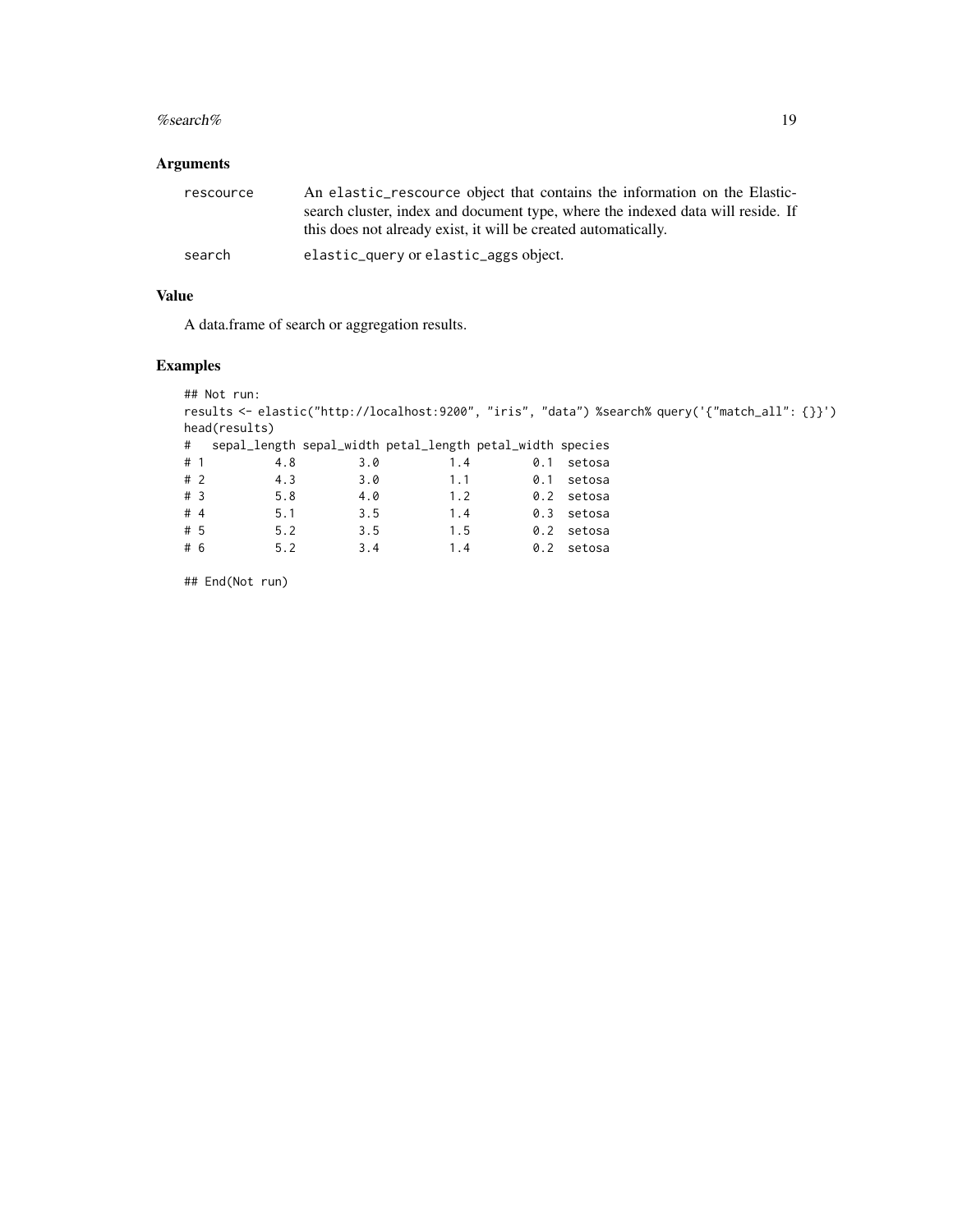## Arguments

| | |
|---|---|
| `rescource` | An `elastic_rescource` object that contains the information on the Elasticsearch cluster, index and document type, where the indexed data will reside. If this does not already exist, it will be created automatically. |
| `search` | `elastic_query` or `elastic_aggs` object. |

## Value

A data.frame of search or aggregation results.

## Examples

```
## Not run:
results <- elastic("http://localhost:9200", "iris", "data") %search% query('{"match_all": {}}')
head(results)
#   sepal_length sepal_width petal_length petal_width species
# 1          4.8         3.0          1.4         0.1  setosa
# 2          4.3         3.0          1.1         0.1  setosa
# 3          5.8         4.0          1.2         0.2  setosa
# 4          5.1         3.5          1.4         0.3  setosa
# 5          5.2         3.5          1.5         0.2  setosa
# 6          5.2         3.4          1.4         0.2  setosa

## End(Not run)
```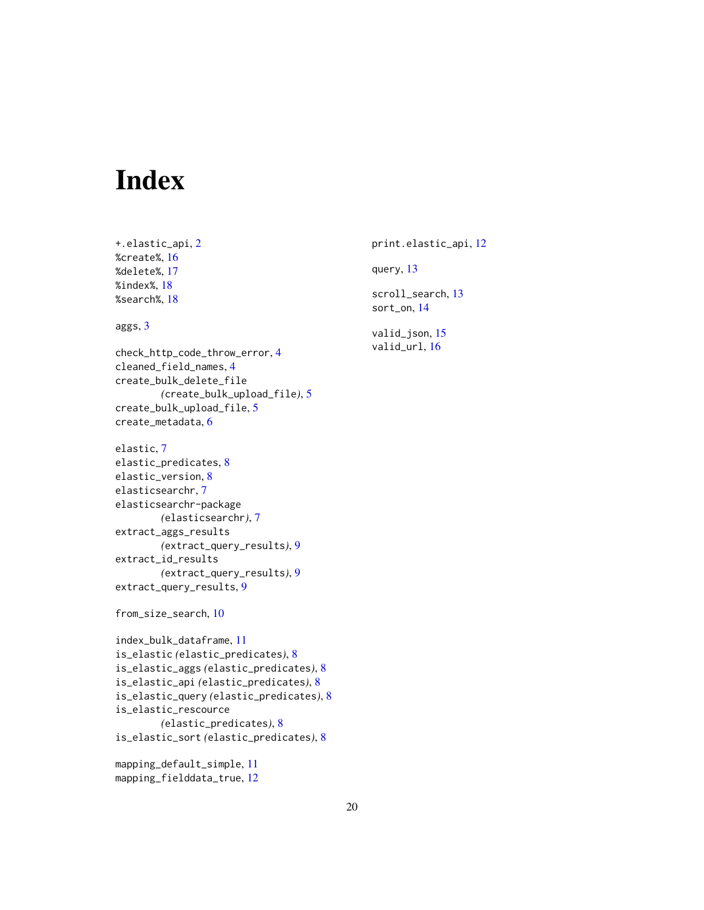# Index

+.elastic_api, 2
%create%, 16
%delete%, 17
%index%, 18
%search%, 18

aggs, 3

check_http_code_throw_error, 4
cleaned_field_names, 4
create_bulk_delete_file (create_bulk_upload_file), 5
create_bulk_upload_file, 5
create_metadata, 6

elastic, 7
elastic_predicates, 8
elastic_version, 8
elasticsearchr, 7
elasticsearchr-package (elasticsearchr), 7
extract_aggs_results (extract_query_results), 9
extract_id_results (extract_query_results), 9
extract_query_results, 9

from_size_search, 10

index_bulk_dataframe, 11
is_elastic (elastic_predicates), 8
is_elastic_aggs (elastic_predicates), 8
is_elastic_api (elastic_predicates), 8
is_elastic_query (elastic_predicates), 8
is_elastic_rescource (elastic_predicates), 8
is_elastic_sort (elastic_predicates), 8

mapping_default_simple, 11
mapping_fielddata_true, 12

print.elastic_api, 12

query, 13

scroll_search, 13
sort_on, 14

valid_json, 15
valid_url, 16